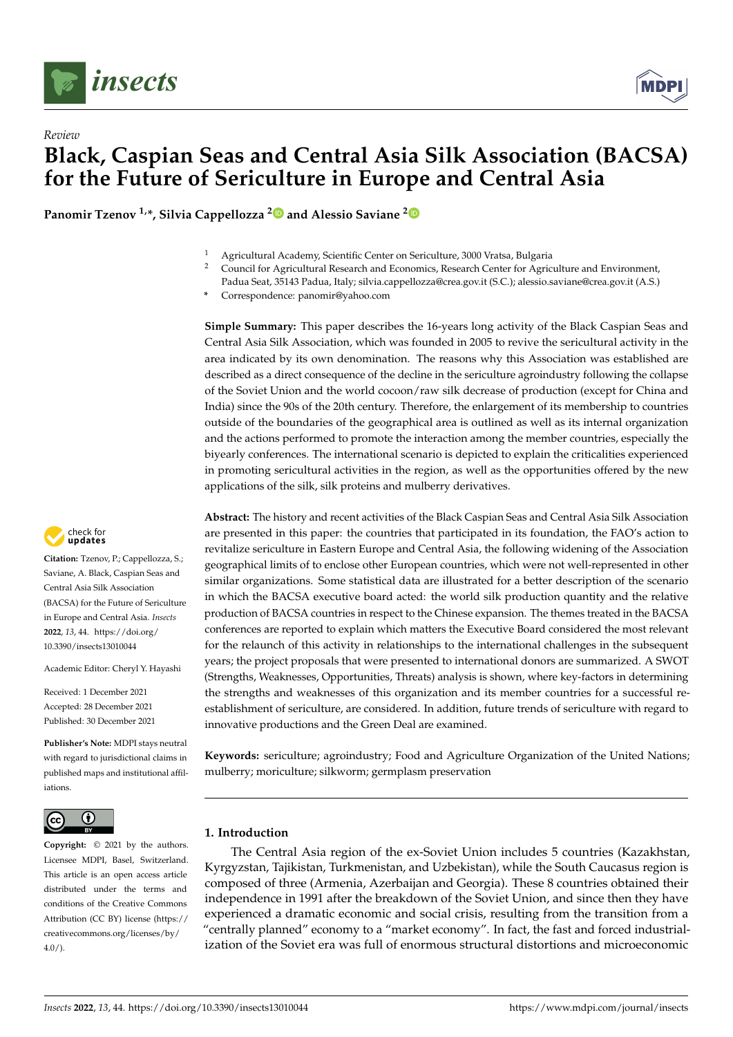*Review*

# Black, Caspian Seas and Central Asia Silk Association (BACSA) for the Future of Sericulture in Europe and Central Asia

**Panomir Tzenov [1,*], Silvia Cappellozza [2] and Alessio Saviane [2]**

[1] Agricultural Academy, Scientific Center on Sericulture, 3000 Vratsa, Bulgaria
[2] Council for Agricultural Research and Economics, Research Center for Agriculture and Environment, Padua Seat, 35143 Padua, Italy; silvia.cappellozza@crea.gov.it (S.C.); alessio.saviane@crea.gov.it (A.S.)
* Correspondence: panomir@yahoo.com

**Simple Summary:** This paper describes the 16-years long activity of the Black Caspian Seas and Central Asia Silk Association, which was founded in 2005 to revive the sericultural activity in the area indicated by its own denomination. The reasons why this Association was established are described as a direct consequence of the decline in the sericulture agroindustry following the collapse of the Soviet Union and the world cocoon/raw silk decrease of production (except for China and India) since the 90s of the 20th century. Therefore, the enlargement of its membership to countries outside of the boundaries of the geographical area is outlined as well as its internal organization and the actions performed to promote the interaction among the member countries, especially the biyearly conferences. The international scenario is depicted to explain the criticalities experienced in promoting sericultural activities in the region, as well as the opportunities offered by the new applications of the silk, silk proteins and mulberry derivatives.

**Abstract:** The history and recent activities of the Black Caspian Seas and Central Asia Silk Association are presented in this paper: the countries that participated in its foundation, the FAO's action to revitalize sericulture in Eastern Europe and Central Asia, the following widening of the Association geographical limits to enclose other European countries, which were not well-represented in other similar organizations. Some statistical data are illustrated for a better description of the scenario in which the BACSA executive board acted: the world silk production quantity and the relative production of BACSA countries in respect to the Chinese expansion. The themes treated in the BACSA conferences are reported to explain which matters the Executive Board considered the most relevant for the relaunch of this activity in relationships to the international challenges in the subsequent years; the project proposals that were presented to international donors are summarized. A SWOT (Strengths, Weaknesses, Opportunities, Threats) analysis is shown, where key-factors in determining the strengths and weaknesses of this organization and its member countries for a successful re-establishment of sericulture, are considered. In addition, future trends of sericulture with regard to innovative productions and the Green Deal are examined.

**Keywords:** sericulture; agroindustry; Food and Agriculture Organization of the United Nations; mulberry; moriculture; silkworm; germplasm preservation

**Citation:** Tzenov, P.; Cappellozza, S.; Saviane, A. Black, Caspian Seas and Central Asia Silk Association (BACSA) for the Future of Sericulture in Europe and Central Asia. *Insects* **2022**, *13*, 44. https://doi.org/10.3390/insects13010044

Academic Editor: Cheryl Y. Hayashi

Received: 1 December 2021
Accepted: 28 December 2021
Published: 30 December 2021

**Publisher's Note:** MDPI stays neutral with regard to jurisdictional claims in published maps and institutional affiliations.

**Copyright:** © 2021 by the authors. Licensee MDPI, Basel, Switzerland. This article is an open access article distributed under the terms and conditions of the Creative Commons Attribution (CC BY) license (https://creativecommons.org/licenses/by/4.0/).

## 1. Introduction

The Central Asia region of the ex-Soviet Union includes 5 countries (Kazakhstan, Kyrgyzstan, Tajikistan, Turkmenistan, and Uzbekistan), while the South Caucasus region is composed of three (Armenia, Azerbaijan and Georgia). These 8 countries obtained their independence in 1991 after the breakdown of the Soviet Union, and since then they have experienced a dramatic economic and social crisis, resulting from the transition from a "centrally planned" economy to a "market economy". In fact, the fast and forced industrialization of the Soviet era was full of enormous structural distortions and microeconomic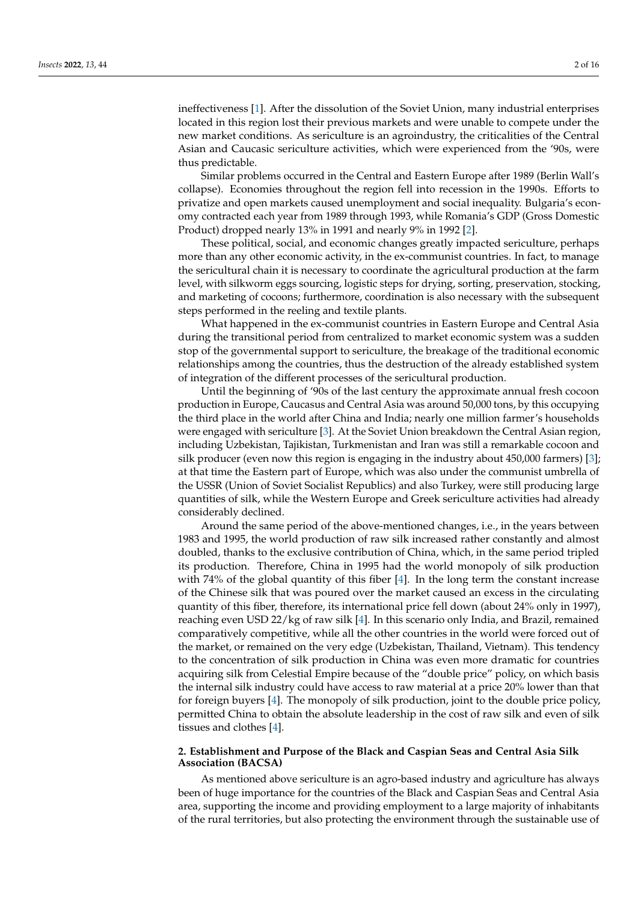ineffectiveness [1]. After the dissolution of the Soviet Union, many industrial enterprises located in this region lost their previous markets and were unable to compete under the new market conditions. As sericulture is an agroindustry, the criticalities of the Central Asian and Caucasic sericulture activities, which were experienced from the '90s, were thus predictable.

Similar problems occurred in the Central and Eastern Europe after 1989 (Berlin Wall's collapse). Economies throughout the region fell into recession in the 1990s. Efforts to privatize and open markets caused unemployment and social inequality. Bulgaria's economy contracted each year from 1989 through 1993, while Romania's GDP (Gross Domestic Product) dropped nearly 13% in 1991 and nearly 9% in 1992 [2].

These political, social, and economic changes greatly impacted sericulture, perhaps more than any other economic activity, in the ex-communist countries. In fact, to manage the sericultural chain it is necessary to coordinate the agricultural production at the farm level, with silkworm eggs sourcing, logistic steps for drying, sorting, preservation, stocking, and marketing of cocoons; furthermore, coordination is also necessary with the subsequent steps performed in the reeling and textile plants.

What happened in the ex-communist countries in Eastern Europe and Central Asia during the transitional period from centralized to market economic system was a sudden stop of the governmental support to sericulture, the breakage of the traditional economic relationships among the countries, thus the destruction of the already established system of integration of the different processes of the sericultural production.

Until the beginning of '90s of the last century the approximate annual fresh cocoon production in Europe, Caucasus and Central Asia was around 50,000 tons, by this occupying the third place in the world after China and India; nearly one million farmer's households were engaged with sericulture [3]. At the Soviet Union breakdown the Central Asian region, including Uzbekistan, Tajikistan, Turkmenistan and Iran was still a remarkable cocoon and silk producer (even now this region is engaging in the industry about 450,000 farmers) [3]; at that time the Eastern part of Europe, which was also under the communist umbrella of the USSR (Union of Soviet Socialist Republics) and also Turkey, were still producing large quantities of silk, while the Western Europe and Greek sericulture activities had already considerably declined.

Around the same period of the above-mentioned changes, i.e., in the years between 1983 and 1995, the world production of raw silk increased rather constantly and almost doubled, thanks to the exclusive contribution of China, which, in the same period tripled its production. Therefore, China in 1995 had the world monopoly of silk production with 74% of the global quantity of this fiber [4]. In the long term the constant increase of the Chinese silk that was poured over the market caused an excess in the circulating quantity of this fiber, therefore, its international price fell down (about 24% only in 1997), reaching even USD 22/kg of raw silk [4]. In this scenario only India, and Brazil, remained comparatively competitive, while all the other countries in the world were forced out of the market, or remained on the very edge (Uzbekistan, Thailand, Vietnam). This tendency to the concentration of silk production in China was even more dramatic for countries acquiring silk from Celestial Empire because of the "double price" policy, on which basis the internal silk industry could have access to raw material at a price 20% lower than that for foreign buyers [4]. The monopoly of silk production, joint to the double price policy, permitted China to obtain the absolute leadership in the cost of raw silk and even of silk tissues and clothes [4].

## 2. Establishment and Purpose of the Black and Caspian Seas and Central Asia Silk Association (BACSA)

As mentioned above sericulture is an agro-based industry and agriculture has always been of huge importance for the countries of the Black and Caspian Seas and Central Asia area, supporting the income and providing employment to a large majority of inhabitants of the rural territories, but also protecting the environment through the sustainable use of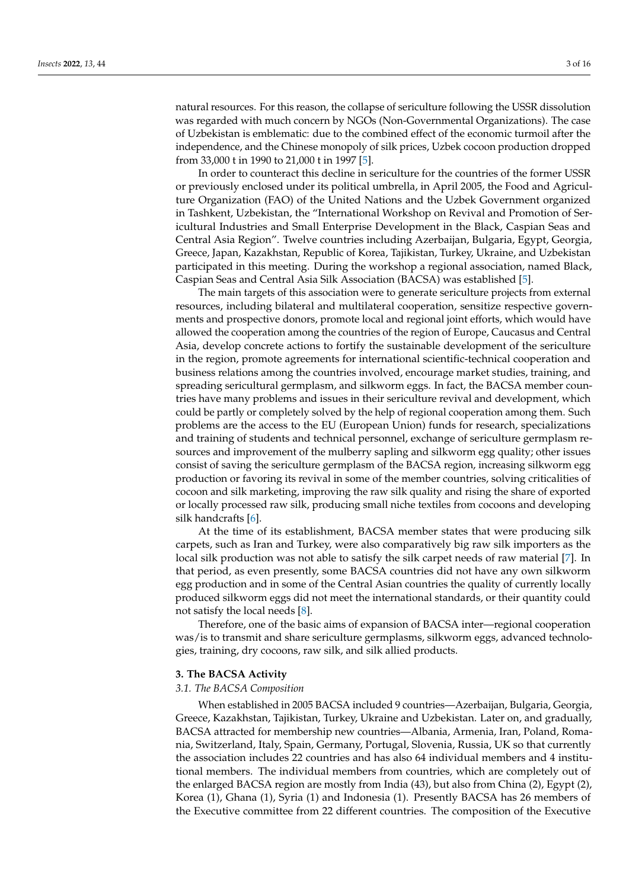natural resources. For this reason, the collapse of sericulture following the USSR dissolution was regarded with much concern by NGOs (Non-Governmental Organizations). The case of Uzbekistan is emblematic: due to the combined effect of the economic turmoil after the independence, and the Chinese monopoly of silk prices, Uzbek cocoon production dropped from 33,000 t in 1990 to 21,000 t in 1997 [5].

In order to counteract this decline in sericulture for the countries of the former USSR or previously enclosed under its political umbrella, in April 2005, the Food and Agriculture Organization (FAO) of the United Nations and the Uzbek Government organized in Tashkent, Uzbekistan, the "International Workshop on Revival and Promotion of Sericultural Industries and Small Enterprise Development in the Black, Caspian Seas and Central Asia Region". Twelve countries including Azerbaijan, Bulgaria, Egypt, Georgia, Greece, Japan, Kazakhstan, Republic of Korea, Tajikistan, Turkey, Ukraine, and Uzbekistan participated in this meeting. During the workshop a regional association, named Black, Caspian Seas and Central Asia Silk Association (BACSA) was established [5].

The main targets of this association were to generate sericulture projects from external resources, including bilateral and multilateral cooperation, sensitize respective governments and prospective donors, promote local and regional joint efforts, which would have allowed the cooperation among the countries of the region of Europe, Caucasus and Central Asia, develop concrete actions to fortify the sustainable development of the sericulture in the region, promote agreements for international scientific-technical cooperation and business relations among the countries involved, encourage market studies, training, and spreading sericultural germplasm, and silkworm eggs. In fact, the BACSA member countries have many problems and issues in their sericulture revival and development, which could be partly or completely solved by the help of regional cooperation among them. Such problems are the access to the EU (European Union) funds for research, specializations and training of students and technical personnel, exchange of sericulture germplasm resources and improvement of the mulberry sapling and silkworm egg quality; other issues consist of saving the sericulture germplasm of the BACSA region, increasing silkworm egg production or favoring its revival in some of the member countries, solving criticalities of cocoon and silk marketing, improving the raw silk quality and rising the share of exported or locally processed raw silk, producing small niche textiles from cocoons and developing silk handcrafts [6].

At the time of its establishment, BACSA member states that were producing silk carpets, such as Iran and Turkey, were also comparatively big raw silk importers as the local silk production was not able to satisfy the silk carpet needs of raw material [7]. In that period, as even presently, some BACSA countries did not have any own silkworm egg production and in some of the Central Asian countries the quality of currently locally produced silkworm eggs did not meet the international standards, or their quantity could not satisfy the local needs [8].

Therefore, one of the basic aims of expansion of BACSA inter—regional cooperation was/is to transmit and share sericulture germplasms, silkworm eggs, advanced technologies, training, dry cocoons, raw silk, and silk allied products.

## 3. The BACSA Activity

### *3.1. The BACSA Composition*

When established in 2005 BACSA included 9 countries—Azerbaijan, Bulgaria, Georgia, Greece, Kazakhstan, Tajikistan, Turkey, Ukraine and Uzbekistan. Later on, and gradually, BACSA attracted for membership new countries—Albania, Armenia, Iran, Poland, Romania, Switzerland, Italy, Spain, Germany, Portugal, Slovenia, Russia, UK so that currently the association includes 22 countries and has also 64 individual members and 4 institutional members. The individual members from countries, which are completely out of the enlarged BACSA region are mostly from India (43), but also from China (2), Egypt (2), Korea (1), Ghana (1), Syria (1) and Indonesia (1). Presently BACSA has 26 members of the Executive committee from 22 different countries. The composition of the Executive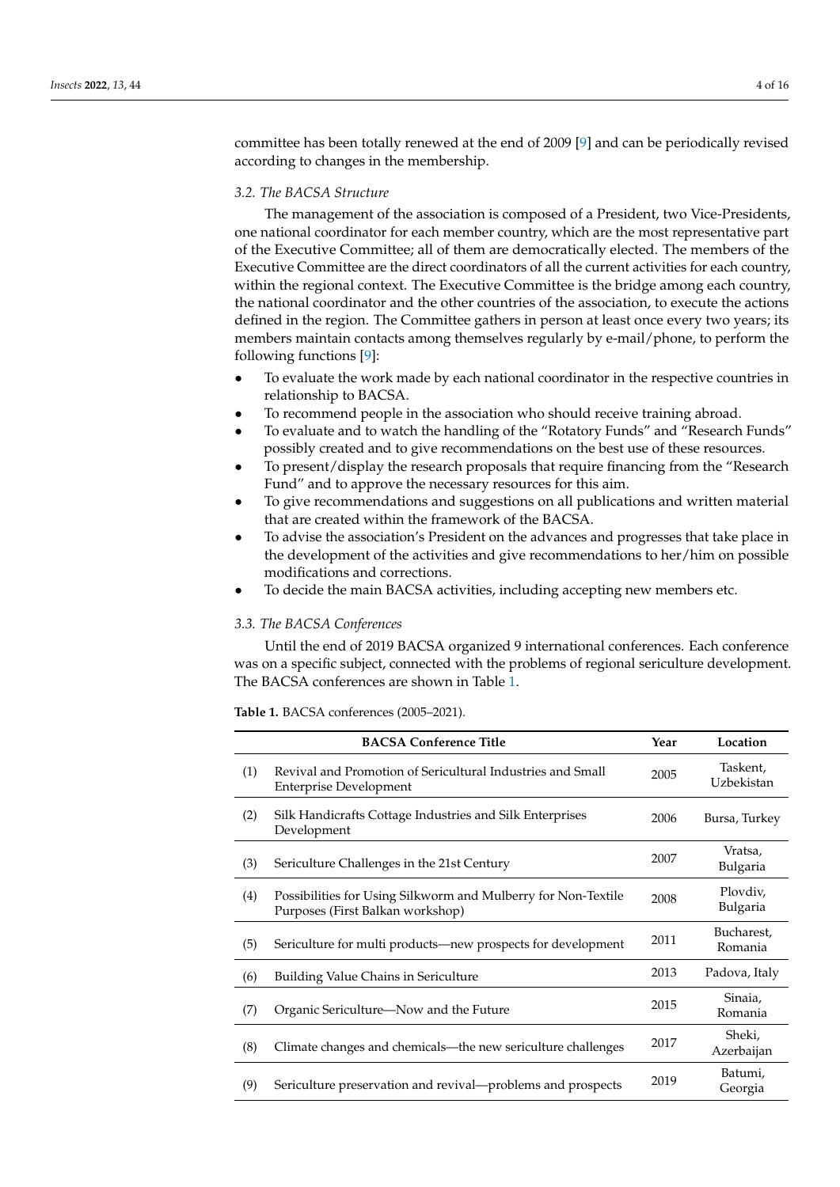committee has been totally renewed at the end of 2009 [9] and can be periodically revised according to changes in the membership.

### 3.2. The BACSA Structure

The management of the association is composed of a President, two Vice-Presidents, one national coordinator for each member country, which are the most representative part of the Executive Committee; all of them are democratically elected. The members of the Executive Committee are the direct coordinators of all the current activities for each country, within the regional context. The Executive Committee is the bridge among each country, the national coordinator and the other countries of the association, to execute the actions defined in the region. The Committee gathers in person at least once every two years; its members maintain contacts among themselves regularly by e-mail/phone, to perform the following functions [9]:

- To evaluate the work made by each national coordinator in the respective countries in relationship to BACSA.
- To recommend people in the association who should receive training abroad.
- To evaluate and to watch the handling of the "Rotatory Funds" and "Research Funds" possibly created and to give recommendations on the best use of these resources.
- To present/display the research proposals that require financing from the "Research Fund" and to approve the necessary resources for this aim.
- To give recommendations and suggestions on all publications and written material that are created within the framework of the BACSA.
- To advise the association's President on the advances and progresses that take place in the development of the activities and give recommendations to her/him on possible modifications and corrections.
- To decide the main BACSA activities, including accepting new members etc.

### 3.3. The BACSA Conferences

Until the end of 2019 BACSA organized 9 international conferences. Each conference was on a specific subject, connected with the problems of regional sericulture development. The BACSA conferences are shown in Table 1.

**Table 1.** BACSA conferences (2005–2021).

| | BACSA Conference Title | Year | Location |
|---|---|---|---|
| (1) | Revival and Promotion of Sericultural Industries and Small Enterprise Development | 2005 | Taskent, Uzbekistan |
| (2) | Silk Handicrafts Cottage Industries and Silk Enterprises Development | 2006 | Bursa, Turkey |
| (3) | Sericulture Challenges in the 21st Century | 2007 | Vratsa, Bulgaria |
| (4) | Possibilities for Using Silkworm and Mulberry for Non-Textile Purposes (First Balkan workshop) | 2008 | Plovdiv, Bulgaria |
| (5) | Sericulture for multi products—new prospects for development | 2011 | Bucharest, Romania |
| (6) | Building Value Chains in Sericulture | 2013 | Padova, Italy |
| (7) | Organic Sericulture—Now and the Future | 2015 | Sinaia, Romania |
| (8) | Climate changes and chemicals—the new sericulture challenges | 2017 | Sheki, Azerbaijan |
| (9) | Sericulture preservation and revival—problems and prospects | 2019 | Batumi, Georgia |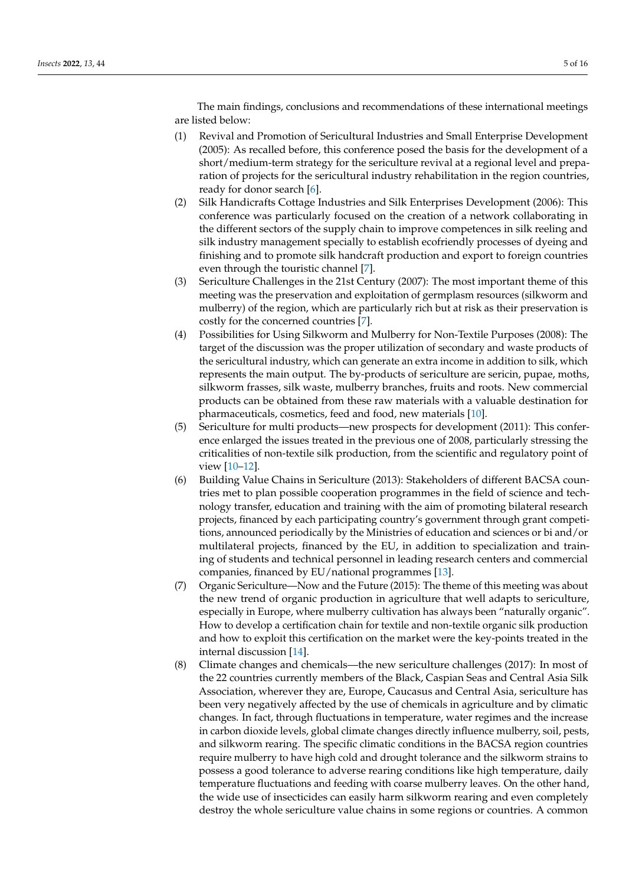The main findings, conclusions and recommendations of these international meetings are listed below:

(1) Revival and Promotion of Sericultural Industries and Small Enterprise Development (2005): As recalled before, this conference posed the basis for the development of a short/medium-term strategy for the sericulture revival at a regional level and preparation of projects for the sericultural industry rehabilitation in the region countries, ready for donor search [6].

(2) Silk Handicrafts Cottage Industries and Silk Enterprises Development (2006): This conference was particularly focused on the creation of a network collaborating in the different sectors of the supply chain to improve competences in silk reeling and silk industry management specially to establish ecofriendly processes of dyeing and finishing and to promote silk handcraft production and export to foreign countries even through the touristic channel [7].

(3) Sericulture Challenges in the 21st Century (2007): The most important theme of this meeting was the preservation and exploitation of germplasm resources (silkworm and mulberry) of the region, which are particularly rich but at risk as their preservation is costly for the concerned countries [7].

(4) Possibilities for Using Silkworm and Mulberry for Non-Textile Purposes (2008): The target of the discussion was the proper utilization of secondary and waste products of the sericultural industry, which can generate an extra income in addition to silk, which represents the main output. The by-products of sericulture are sericin, pupae, moths, silkworm frasses, silk waste, mulberry branches, fruits and roots. New commercial products can be obtained from these raw materials with a valuable destination for pharmaceuticals, cosmetics, feed and food, new materials [10].

(5) Sericulture for multi products—new prospects for development (2011): This conference enlarged the issues treated in the previous one of 2008, particularly stressing the criticalities of non-textile silk production, from the scientific and regulatory point of view [10–12].

(6) Building Value Chains in Sericulture (2013): Stakeholders of different BACSA countries met to plan possible cooperation programmes in the field of science and technology transfer, education and training with the aim of promoting bilateral research projects, financed by each participating country's government through grant competitions, announced periodically by the Ministries of education and sciences or bi and/or multilateral projects, financed by the EU, in addition to specialization and training of students and technical personnel in leading research centers and commercial companies, financed by EU/national programmes [13].

(7) Organic Sericulture—Now and the Future (2015): The theme of this meeting was about the new trend of organic production in agriculture that well adapts to sericulture, especially in Europe, where mulberry cultivation has always been "naturally organic". How to develop a certification chain for textile and non-textile organic silk production and how to exploit this certification on the market were the key-points treated in the internal discussion [14].

(8) Climate changes and chemicals—the new sericulture challenges (2017): In most of the 22 countries currently members of the Black, Caspian Seas and Central Asia Silk Association, wherever they are, Europe, Caucasus and Central Asia, sericulture has been very negatively affected by the use of chemicals in agriculture and by climatic changes. In fact, through fluctuations in temperature, water regimes and the increase in carbon dioxide levels, global climate changes directly influence mulberry, soil, pests, and silkworm rearing. The specific climatic conditions in the BACSA region countries require mulberry to have high cold and drought tolerance and the silkworm strains to possess a good tolerance to adverse rearing conditions like high temperature, daily temperature fluctuations and feeding with coarse mulberry leaves. On the other hand, the wide use of insecticides can easily harm silkworm rearing and even completely destroy the whole sericulture value chains in some regions or countries. A common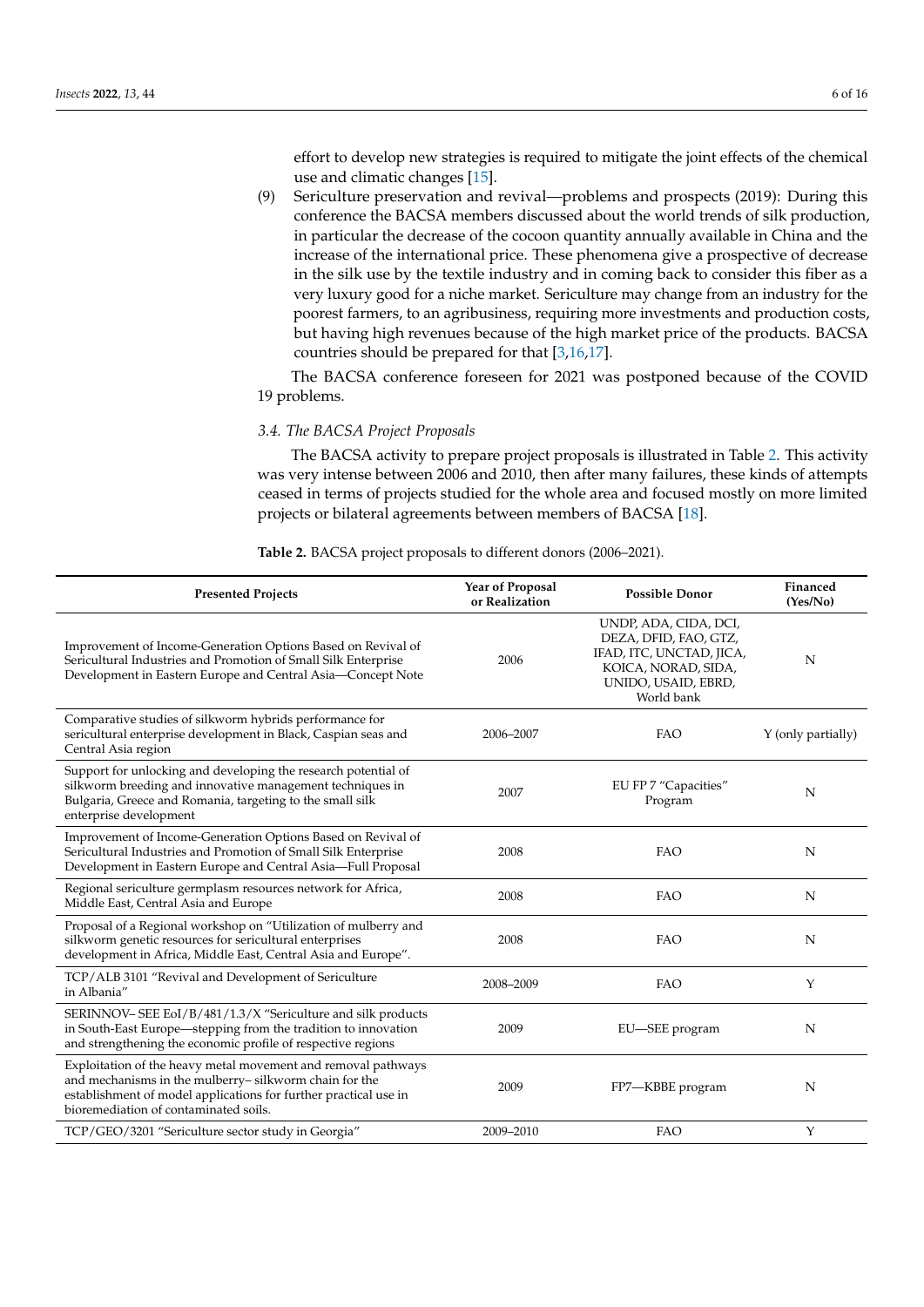effort to develop new strategies is required to mitigate the joint effects of the chemical use and climatic changes [15].

(9) Sericulture preservation and revival—problems and prospects (2019): During this conference the BACSA members discussed about the world trends of silk production, in particular the decrease of the cocoon quantity annually available in China and the increase of the international price. These phenomena give a prospective of decrease in the silk use by the textile industry and in coming back to consider this fiber as a very luxury good for a niche market. Sericulture may change from an industry for the poorest farmers, to an agribusiness, requiring more investments and production costs, but having high revenues because of the high market price of the products. BACSA countries should be prepared for that [3,16,17].

The BACSA conference foreseen for 2021 was postponed because of the COVID 19 problems.

### 3.4. The BACSA Project Proposals

The BACSA activity to prepare project proposals is illustrated in Table 2. This activity was very intense between 2006 and 2010, then after many failures, these kinds of attempts ceased in terms of projects studied for the whole area and focused mostly on more limited projects or bilateral agreements between members of BACSA [18].

**Table 2.** BACSA project proposals to different donors (2006–2021).

| Presented Projects | Year of Proposal or Realization | Possible Donor | Financed (Yes/No) |
|---|---|---|---|
| Improvement of Income-Generation Options Based on Revival of Sericultural Industries and Promotion of Small Silk Enterprise Development in Eastern Europe and Central Asia—Concept Note | 2006 | UNDP, ADA, CIDA, DCI, DEZA, DFID, FAO, GTZ, IFAD, ITC, UNCTAD, JICA, KOICA, NORAD, SIDA, UNIDO, USAID, EBRD, World bank | N |
| Comparative studies of silkworm hybrids performance for sericultural enterprise development in Black, Caspian seas and Central Asia region | 2006–2007 | FAO | Y (only partially) |
| Support for unlocking and developing the research potential of silkworm breeding and innovative management techniques in Bulgaria, Greece and Romania, targeting to the small silk enterprise development | 2007 | EU FP 7 "Capacities" Program | N |
| Improvement of Income-Generation Options Based on Revival of Sericultural Industries and Promotion of Small Silk Enterprise Development in Eastern Europe and Central Asia—Full Proposal | 2008 | FAO | N |
| Regional sericulture germplasm resources network for Africa, Middle East, Central Asia and Europe | 2008 | FAO | N |
| Proposal of a Regional workshop on "Utilization of mulberry and silkworm genetic resources for sericultural enterprises development in Africa, Middle East, Central Asia and Europe". | 2008 | FAO | N |
| TCP/ALB 3101 "Revival and Development of Sericulture in Albania" | 2008–2009 | FAO | Y |
| SERINNOV– SEE EoI/B/481/1.3/X "Sericulture and silk products in South-East Europe—stepping from the tradition to innovation and strengthening the economic profile of respective regions | 2009 | EU—SEE program | N |
| Exploitation of the heavy metal movement and removal pathways and mechanisms in the mulberry– silkworm chain for the establishment of model applications for further practical use in bioremediation of contaminated soils. | 2009 | FP7—KBBE program | N |
| TCP/GEO/3201 "Sericulture sector study in Georgia" | 2009–2010 | FAO | Y |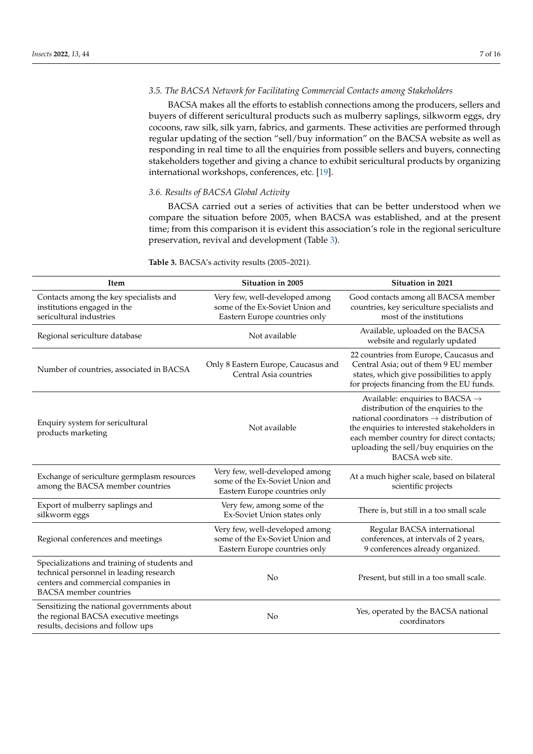### 3.5. The BACSA Network for Facilitating Commercial Contacts among Stakeholders

BACSA makes all the efforts to establish connections among the producers, sellers and buyers of different sericultural products such as mulberry saplings, silkworm eggs, dry cocoons, raw silk, silk yarn, fabrics, and garments. These activities are performed through regular updating of the section "sell/buy information" on the BACSA website as well as responding in real time to all the enquiries from possible sellers and buyers, connecting stakeholders together and giving a chance to exhibit sericultural products by organizing international workshops, conferences, etc. [19].

### 3.6. Results of BACSA Global Activity

BACSA carried out a series of activities that can be better understood when we compare the situation before 2005, when BACSA was established, and at the present time; from this comparison it is evident this association's role in the regional sericulture preservation, revival and development (Table 3).

**Table 3.** BACSA's activity results (2005–2021).

| Item | Situation in 2005 | Situation in 2021 |
|---|---|---|
| Contacts among the key specialists and institutions engaged in the sericultural industries | Very few, well-developed among some of the Ex-Soviet Union and Eastern Europe countries only | Good contacts among all BACSA member countries, key sericulture specialists and most of the institutions |
| Regional sericulture database | Not available | Available, uploaded on the BACSA website and regularly updated |
| Number of countries, associated in BACSA | Only 8 Eastern Europe, Caucasus and Central Asia countries | 22 countries from Europe, Caucasus and Central Asia; out of them 9 EU member states, which give possibilities to apply for projects financing from the EU funds. |
| Enquiry system for sericultural products marketing | Not available | Available: enquiries to BACSA → distribution of the enquiries to the national coordinators → distribution of the enquiries to interested stakeholders in each member country for direct contacts; uploading the sell/buy enquiries on the BACSA web site. |
| Exchange of sericulture germplasm resources among the BACSA member countries | Very few, well-developed among some of the Ex-Soviet Union and Eastern Europe countries only | At a much higher scale, based on bilateral scientific projects |
| Export of mulberry saplings and silkworm eggs | Very few, among some of the Ex-Soviet Union states only | There is, but still in a too small scale |
| Regional conferences and meetings | Very few, well-developed among some of the Ex-Soviet Union and Eastern Europe countries only | Regular BACSA international conferences, at intervals of 2 years, 9 conferences already organized. |
| Specializations and training of students and technical personnel in leading research centers and commercial companies in BACSA member countries | No | Present, but still in a too small scale. |
| Sensitizing the national governments about the regional BACSA executive meetings results, decisions and follow ups | No | Yes, operated by the BACSA national coordinators |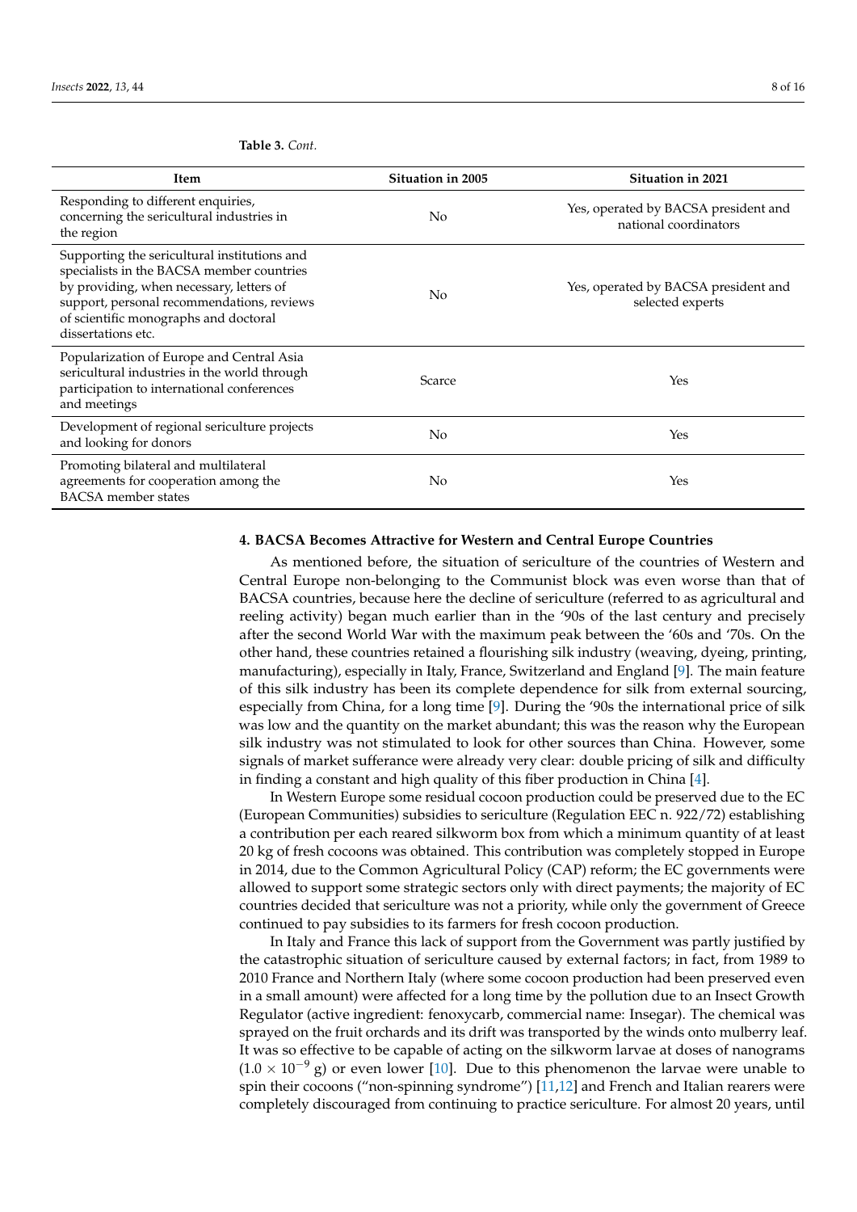**Table 3.** *Cont.*

| Item | Situation in 2005 | Situation in 2021 |
|---|---|---|
| Responding to different enquiries, concerning the sericultural industries in the region | No | Yes, operated by BACSA president and national coordinators |
| Supporting the sericultural institutions and specialists in the BACSA member countries by providing, when necessary, letters of support, personal recommendations, reviews of scientific monographs and doctoral dissertations etc. | No | Yes, operated by BACSA president and selected experts |
| Popularization of Europe and Central Asia sericultural industries in the world through participation to international conferences and meetings | Scarce | Yes |
| Development of regional sericulture projects and looking for donors | No | Yes |
| Promoting bilateral and multilateral agreements for cooperation among the BACSA member states | No | Yes |

## 4. BACSA Becomes Attractive for Western and Central Europe Countries

As mentioned before, the situation of sericulture of the countries of Western and Central Europe non-belonging to the Communist block was even worse than that of BACSA countries, because here the decline of sericulture (referred to as agricultural and reeling activity) began much earlier than in the '90s of the last century and precisely after the second World War with the maximum peak between the '60s and '70s. On the other hand, these countries retained a flourishing silk industry (weaving, dyeing, printing, manufacturing), especially in Italy, France, Switzerland and England [9]. The main feature of this silk industry has been its complete dependence for silk from external sourcing, especially from China, for a long time [9]. During the '90s the international price of silk was low and the quantity on the market abundant; this was the reason why the European silk industry was not stimulated to look for other sources than China. However, some signals of market sufferance were already very clear: double pricing of silk and difficulty in finding a constant and high quality of this fiber production in China [4].

In Western Europe some residual cocoon production could be preserved due to the EC (European Communities) subsidies to sericulture (Regulation EEC n. 922/72) establishing a contribution per each reared silkworm box from which a minimum quantity of at least 20 kg of fresh cocoons was obtained. This contribution was completely stopped in Europe in 2014, due to the Common Agricultural Policy (CAP) reform; the EC governments were allowed to support some strategic sectors only with direct payments; the majority of EC countries decided that sericulture was not a priority, while only the government of Greece continued to pay subsidies to its farmers for fresh cocoon production.

In Italy and France this lack of support from the Government was partly justified by the catastrophic situation of sericulture caused by external factors; in fact, from 1989 to 2010 France and Northern Italy (where some cocoon production had been preserved even in a small amount) were affected for a long time by the pollution due to an Insect Growth Regulator (active ingredient: fenoxycarb, commercial name: Insegar). The chemical was sprayed on the fruit orchards and its drift was transported by the winds onto mulberry leaf. It was so effective to be capable of acting on the silkworm larvae at doses of nanograms ($1.0 \times 10^{-9}$ g) or even lower [10]. Due to this phenomenon the larvae were unable to spin their cocoons ("non-spinning syndrome") [11,12] and French and Italian rearers were completely discouraged from continuing to practice sericulture. For almost 20 years, until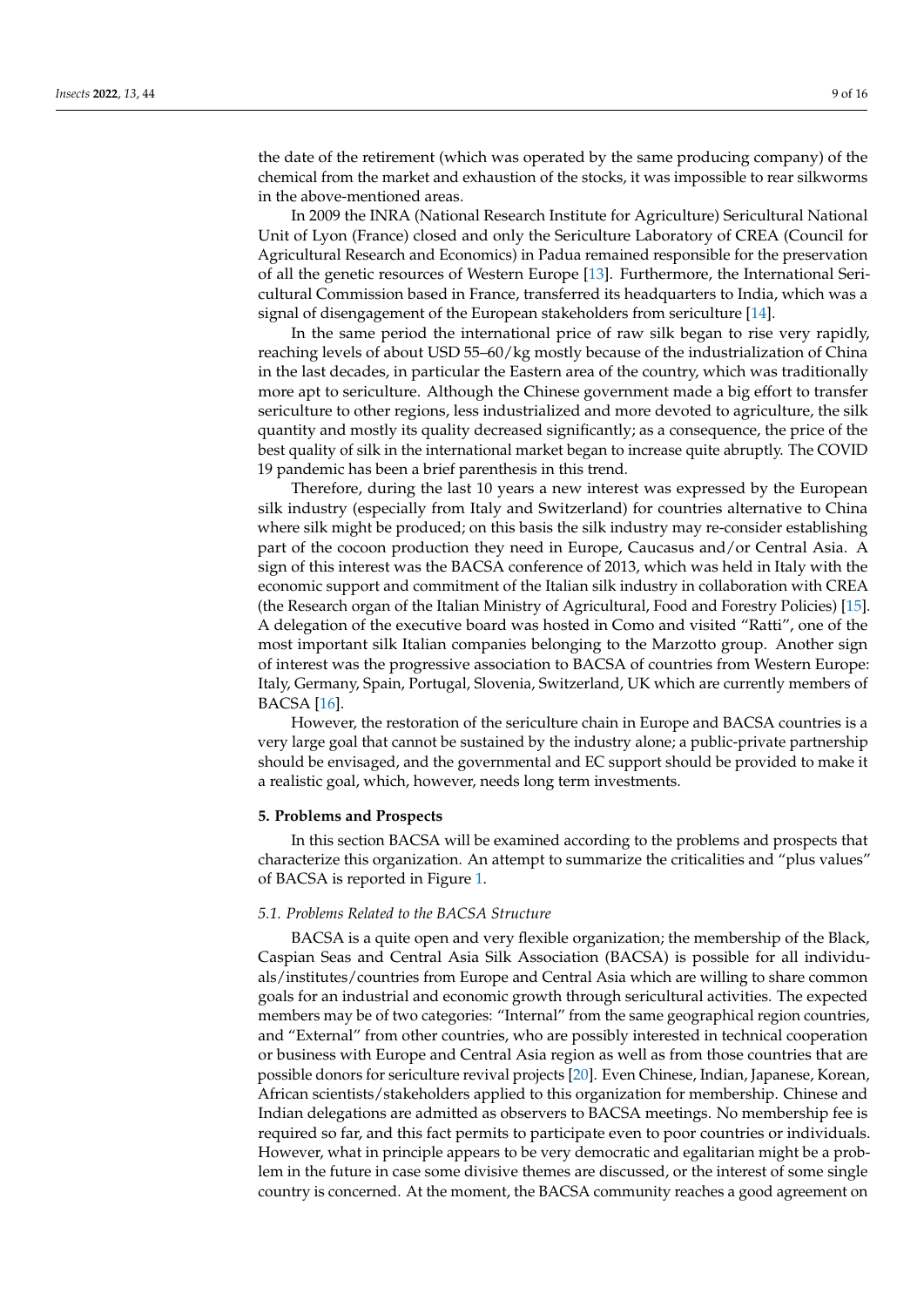the date of the retirement (which was operated by the same producing company) of the chemical from the market and exhaustion of the stocks, it was impossible to rear silkworms in the above-mentioned areas.

In 2009 the INRA (National Research Institute for Agriculture) Sericultural National Unit of Lyon (France) closed and only the Sericulture Laboratory of CREA (Council for Agricultural Research and Economics) in Padua remained responsible for the preservation of all the genetic resources of Western Europe [13]. Furthermore, the International Sericultural Commission based in France, transferred its headquarters to India, which was a signal of disengagement of the European stakeholders from sericulture [14].

In the same period the international price of raw silk began to rise very rapidly, reaching levels of about USD 55–60/kg mostly because of the industrialization of China in the last decades, in particular the Eastern area of the country, which was traditionally more apt to sericulture. Although the Chinese government made a big effort to transfer sericulture to other regions, less industrialized and more devoted to agriculture, the silk quantity and mostly its quality decreased significantly; as a consequence, the price of the best quality of silk in the international market began to increase quite abruptly. The COVID 19 pandemic has been a brief parenthesis in this trend.

Therefore, during the last 10 years a new interest was expressed by the European silk industry (especially from Italy and Switzerland) for countries alternative to China where silk might be produced; on this basis the silk industry may re-consider establishing part of the cocoon production they need in Europe, Caucasus and/or Central Asia. A sign of this interest was the BACSA conference of 2013, which was held in Italy with the economic support and commitment of the Italian silk industry in collaboration with CREA (the Research organ of the Italian Ministry of Agricultural, Food and Forestry Policies) [15]. A delegation of the executive board was hosted in Como and visited "Ratti", one of the most important silk Italian companies belonging to the Marzotto group. Another sign of interest was the progressive association to BACSA of countries from Western Europe: Italy, Germany, Spain, Portugal, Slovenia, Switzerland, UK which are currently members of BACSA [16].

However, the restoration of the sericulture chain in Europe and BACSA countries is a very large goal that cannot be sustained by the industry alone; a public-private partnership should be envisaged, and the governmental and EC support should be provided to make it a realistic goal, which, however, needs long term investments.

## 5. Problems and Prospects

In this section BACSA will be examined according to the problems and prospects that characterize this organization. An attempt to summarize the criticalities and "plus values" of BACSA is reported in Figure 1.

### *5.1. Problems Related to the BACSA Structure*

BACSA is a quite open and very flexible organization; the membership of the Black, Caspian Seas and Central Asia Silk Association (BACSA) is possible for all individuals/institutes/countries from Europe and Central Asia which are willing to share common goals for an industrial and economic growth through sericultural activities. The expected members may be of two categories: "Internal" from the same geographical region countries, and "External" from other countries, who are possibly interested in technical cooperation or business with Europe and Central Asia region as well as from those countries that are possible donors for sericulture revival projects [20]. Even Chinese, Indian, Japanese, Korean, African scientists/stakeholders applied to this organization for membership. Chinese and Indian delegations are admitted as observers to BACSA meetings. No membership fee is required so far, and this fact permits to participate even to poor countries or individuals. However, what in principle appears to be very democratic and egalitarian might be a problem in the future in case some divisive themes are discussed, or the interest of some single country is concerned. At the moment, the BACSA community reaches a good agreement on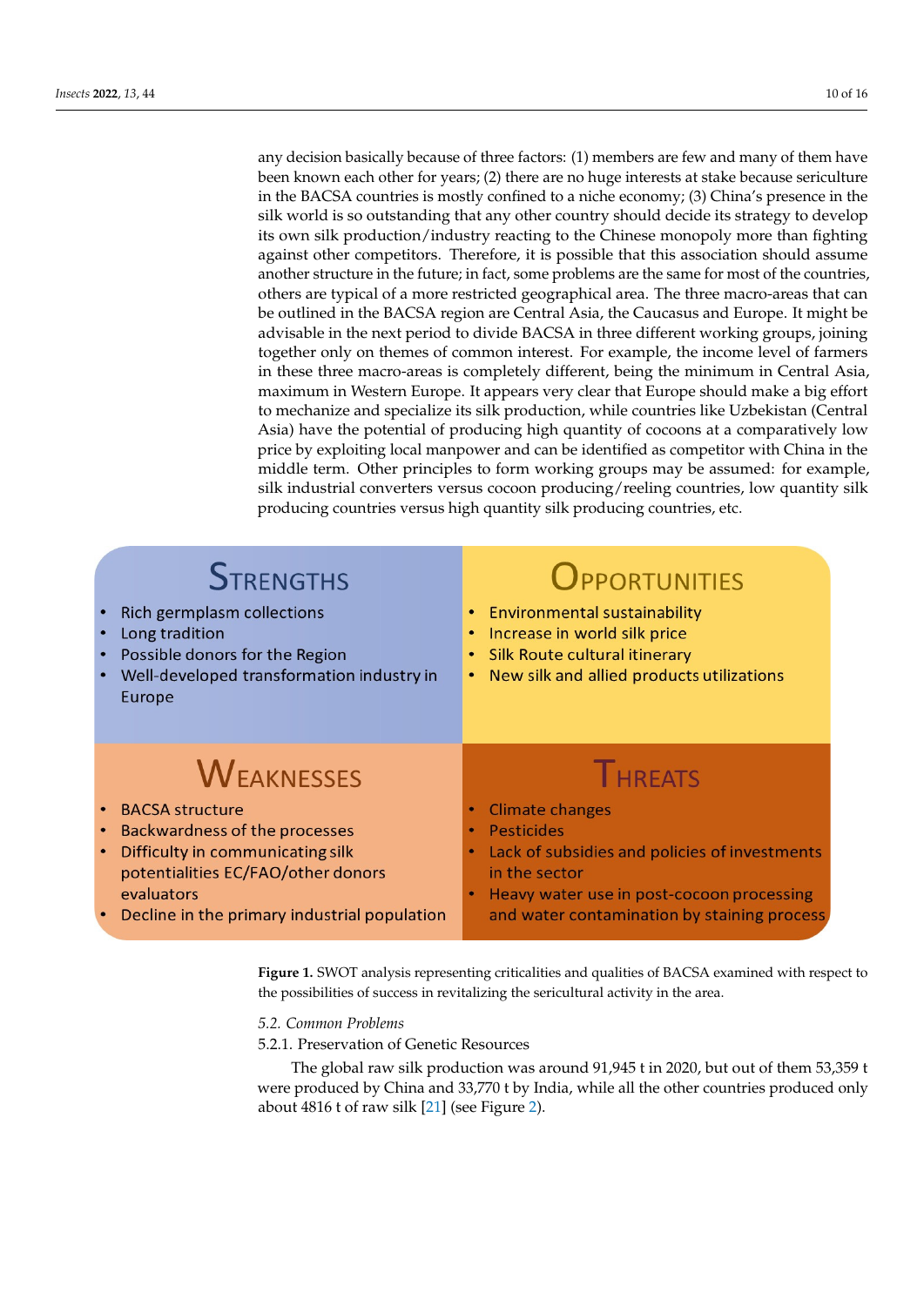any decision basically because of three factors: (1) members are few and many of them have been known each other for years; (2) there are no huge interests at stake because sericulture in the BACSA countries is mostly confined to a niche economy; (3) China's presence in the silk world is so outstanding that any other country should decide its strategy to develop its own silk production/industry reacting to the Chinese monopoly more than fighting against other competitors. Therefore, it is possible that this association should assume another structure in the future; in fact, some problems are the same for most of the countries, others are typical of a more restricted geographical area. The three macro-areas that can be outlined in the BACSA region are Central Asia, the Caucasus and Europe. It might be advisable in the next period to divide BACSA in three different working groups, joining together only on themes of common interest. For example, the income level of farmers in these three macro-areas is completely different, being the minimum in Central Asia, maximum in Western Europe. It appears very clear that Europe should make a big effort to mechanize and specialize its silk production, while countries like Uzbekistan (Central Asia) have the potential of producing high quantity of cocoons at a comparatively low price by exploiting local manpower and can be identified as competitor with China in the middle term. Other principles to form working groups may be assumed: for example, silk industrial converters versus cocoon producing/reeling countries, low quantity silk producing countries versus high quantity silk producing countries, etc.

| Strengths | Opportunities |
| --- | --- |
| • Rich germplasm collections<br>• Long tradition<br>• Possible donors for the Region<br>• Well-developed transformation industry in Europe | • Environmental sustainability<br>• Increase in world silk price<br>• Silk Route cultural itinerary<br>• New silk and allied products utilizations |
| **Weaknesses** | **Threats** |
| • BACSA structure<br>• Backwardness of the processes<br>• Difficulty in communicating silk potentialities EC/FAO/other donors evaluators<br>• Decline in the primary industrial population | • Climate changes<br>• Pesticides<br>• Lack of subsidies and policies of investments in the sector<br>• Heavy water use in post-cocoon processing and water contamination by staining process |

**Figure 1.** SWOT analysis representing criticalities and qualities of BACSA examined with respect to the possibilities of success in revitalizing the sericultural activity in the area.

### *5.2. Common Problems*

#### 5.2.1. Preservation of Genetic Resources

The global raw silk production was around 91,945 t in 2020, but out of them 53,359 t were produced by China and 33,770 t by India, while all the other countries produced only about 4816 t of raw silk [21] (see Figure 2).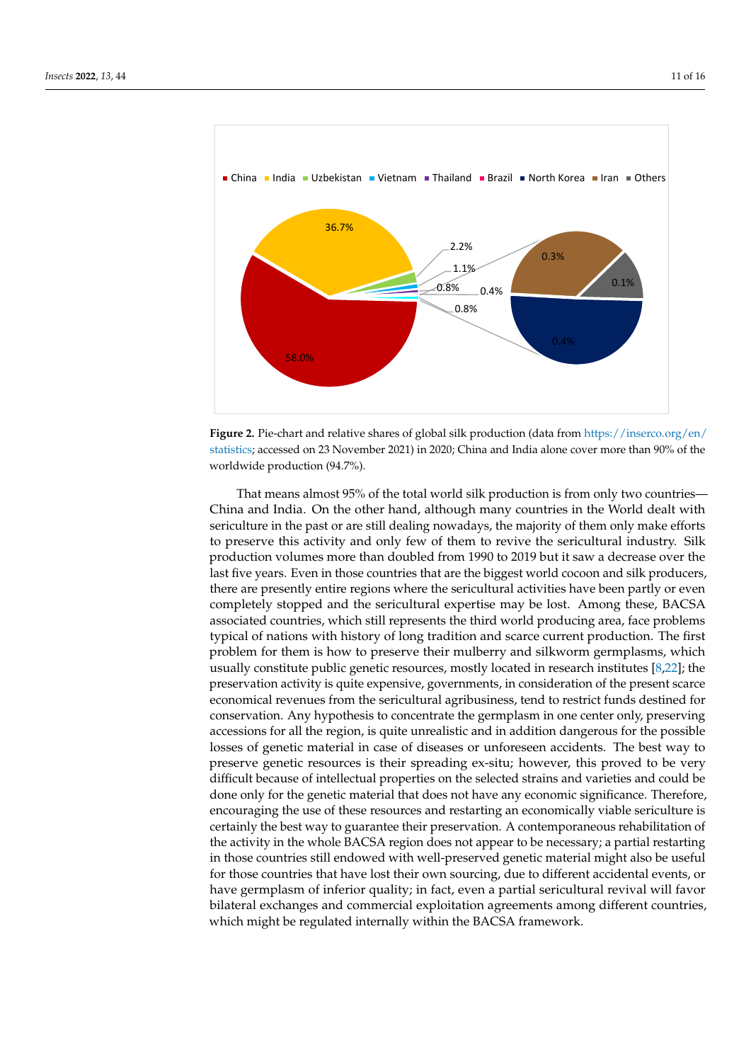**Figure 2.** Pie-chart and relative shares of global silk production (data from https://inserco.org/en/statistics; accessed on 23 November 2021) in 2020; China and India alone cover more than 90% of the worldwide production (94.7%).

That means almost 95% of the total world silk production is from only two countries—China and India. On the other hand, although many countries in the World dealt with sericulture in the past or are still dealing nowadays, the majority of them only make efforts to preserve this activity and only few of them to revive the sericultural industry. Silk production volumes more than doubled from 1990 to 2019 but it saw a decrease over the last five years. Even in those countries that are the biggest world cocoon and silk producers, there are presently entire regions where the sericultural activities have been partly or even completely stopped and the sericultural expertise may be lost. Among these, BACSA associated countries, which still represents the third world producing area, face problems typical of nations with history of long tradition and scarce current production. The first problem for them is how to preserve their mulberry and silkworm germplasms, which usually constitute public genetic resources, mostly located in research institutes [8,22]; the preservation activity is quite expensive, governments, in consideration of the present scarce economical revenues from the sericultural agribusiness, tend to restrict funds destined for conservation. Any hypothesis to concentrate the germplasm in one center only, preserving accessions for all the region, is quite unrealistic and in addition dangerous for the possible losses of genetic material in case of diseases or unforeseen accidents. The best way to preserve genetic resources is their spreading ex-situ; however, this proved to be very difficult because of intellectual properties on the selected strains and varieties and could be done only for the genetic material that does not have any economic significance. Therefore, encouraging the use of these resources and restarting an economically viable sericulture is certainly the best way to guarantee their preservation. A contemporaneous rehabilitation of the activity in the whole BACSA region does not appear to be necessary; a partial restarting in those countries still endowed with well-preserved genetic material might also be useful for those countries that have lost their own sourcing, due to different accidental events, or have germplasm of inferior quality; in fact, even a partial sericultural revival will favor bilateral exchanges and commercial exploitation agreements among different countries, which might be regulated internally within the BACSA framework.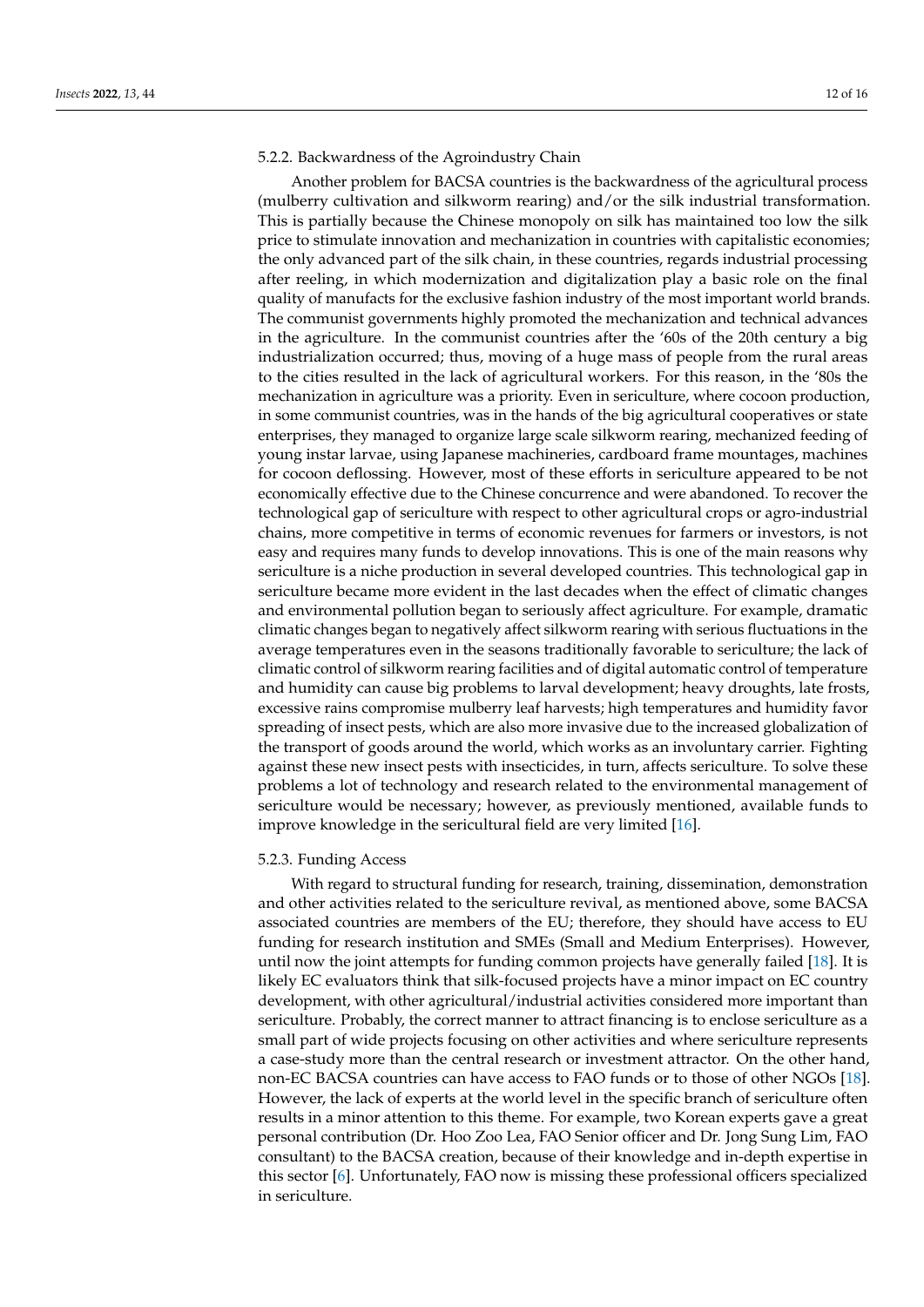#### 5.2.2. Backwardness of the Agroindustry Chain

Another problem for BACSA countries is the backwardness of the agricultural process (mulberry cultivation and silkworm rearing) and/or the silk industrial transformation. This is partially because the Chinese monopoly on silk has maintained too low the silk price to stimulate innovation and mechanization in countries with capitalistic economies; the only advanced part of the silk chain, in these countries, regards industrial processing after reeling, in which modernization and digitalization play a basic role on the final quality of manufacts for the exclusive fashion industry of the most important world brands. The communist governments highly promoted the mechanization and technical advances in the agriculture. In the communist countries after the '60s of the 20th century a big industrialization occurred; thus, moving of a huge mass of people from the rural areas to the cities resulted in the lack of agricultural workers. For this reason, in the '80s the mechanization in agriculture was a priority. Even in sericulture, where cocoon production, in some communist countries, was in the hands of the big agricultural cooperatives or state enterprises, they managed to organize large scale silkworm rearing, mechanized feeding of young instar larvae, using Japanese machineries, cardboard frame mountages, machines for cocoon deflossing. However, most of these efforts in sericulture appeared to be not economically effective due to the Chinese concurrence and were abandoned. To recover the technological gap of sericulture with respect to other agricultural crops or agro-industrial chains, more competitive in terms of economic revenues for farmers or investors, is not easy and requires many funds to develop innovations. This is one of the main reasons why sericulture is a niche production in several developed countries. This technological gap in sericulture became more evident in the last decades when the effect of climatic changes and environmental pollution began to seriously affect agriculture. For example, dramatic climatic changes began to negatively affect silkworm rearing with serious fluctuations in the average temperatures even in the seasons traditionally favorable to sericulture; the lack of climatic control of silkworm rearing facilities and of digital automatic control of temperature and humidity can cause big problems to larval development; heavy droughts, late frosts, excessive rains compromise mulberry leaf harvests; high temperatures and humidity favor spreading of insect pests, which are also more invasive due to the increased globalization of the transport of goods around the world, which works as an involuntary carrier. Fighting against these new insect pests with insecticides, in turn, affects sericulture. To solve these problems a lot of technology and research related to the environmental management of sericulture would be necessary; however, as previously mentioned, available funds to improve knowledge in the sericultural field are very limited [16].

#### 5.2.3. Funding Access

With regard to structural funding for research, training, dissemination, demonstration and other activities related to the sericulture revival, as mentioned above, some BACSA associated countries are members of the EU; therefore, they should have access to EU funding for research institution and SMEs (Small and Medium Enterprises). However, until now the joint attempts for funding common projects have generally failed [18]. It is likely EC evaluators think that silk-focused projects have a minor impact on EC country development, with other agricultural/industrial activities considered more important than sericulture. Probably, the correct manner to attract financing is to enclose sericulture as a small part of wide projects focusing on other activities and where sericulture represents a case-study more than the central research or investment attractor. On the other hand, non-EC BACSA countries can have access to FAO funds or to those of other NGOs [18]. However, the lack of experts at the world level in the specific branch of sericulture often results in a minor attention to this theme. For example, two Korean experts gave a great personal contribution (Dr. Hoo Zoo Lea, FAO Senior officer and Dr. Jong Sung Lim, FAO consultant) to the BACSA creation, because of their knowledge and in-depth expertise in this sector [6]. Unfortunately, FAO now is missing these professional officers specialized in sericulture.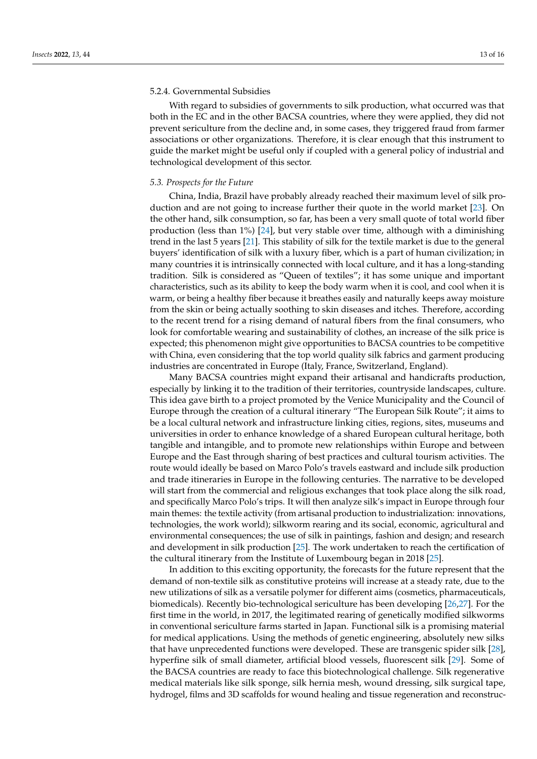#### 5.2.4. Governmental Subsidies

With regard to subsidies of governments to silk production, what occurred was that both in the EC and in the other BACSA countries, where they were applied, they did not prevent sericulture from the decline and, in some cases, they triggered fraud from farmer associations or other organizations. Therefore, it is clear enough that this instrument to guide the market might be useful only if coupled with a general policy of industrial and technological development of this sector.

### *5.3. Prospects for the Future*

China, India, Brazil have probably already reached their maximum level of silk production and are not going to increase further their quote in the world market [23]. On the other hand, silk consumption, so far, has been a very small quote of total world fiber production (less than 1%) [24], but very stable over time, although with a diminishing trend in the last 5 years [21]. This stability of silk for the textile market is due to the general buyers' identification of silk with a luxury fiber, which is a part of human civilization; in many countries it is intrinsically connected with local culture, and it has a long-standing tradition. Silk is considered as "Queen of textiles"; it has some unique and important characteristics, such as its ability to keep the body warm when it is cool, and cool when it is warm, or being a healthy fiber because it breathes easily and naturally keeps away moisture from the skin or being actually soothing to skin diseases and itches. Therefore, according to the recent trend for a rising demand of natural fibers from the final consumers, who look for comfortable wearing and sustainability of clothes, an increase of the silk price is expected; this phenomenon might give opportunities to BACSA countries to be competitive with China, even considering that the top world quality silk fabrics and garment producing industries are concentrated in Europe (Italy, France, Switzerland, England).

Many BACSA countries might expand their artisanal and handicrafts production, especially by linking it to the tradition of their territories, countryside landscapes, culture. This idea gave birth to a project promoted by the Venice Municipality and the Council of Europe through the creation of a cultural itinerary "The European Silk Route"; it aims to be a local cultural network and infrastructure linking cities, regions, sites, museums and universities in order to enhance knowledge of a shared European cultural heritage, both tangible and intangible, and to promote new relationships within Europe and between Europe and the East through sharing of best practices and cultural tourism activities. The route would ideally be based on Marco Polo's travels eastward and include silk production and trade itineraries in Europe in the following centuries. The narrative to be developed will start from the commercial and religious exchanges that took place along the silk road, and specifically Marco Polo's trips. It will then analyze silk's impact in Europe through four main themes: the textile activity (from artisanal production to industrialization: innovations, technologies, the work world); silkworm rearing and its social, economic, agricultural and environmental consequences; the use of silk in paintings, fashion and design; and research and development in silk production [25]. The work undertaken to reach the certification of the cultural itinerary from the Institute of Luxembourg began in 2018 [25].

In addition to this exciting opportunity, the forecasts for the future represent that the demand of non-textile silk as constitutive proteins will increase at a steady rate, due to the new utilizations of silk as a versatile polymer for different aims (cosmetics, pharmaceuticals, biomedicals). Recently bio-technological sericulture has been developing [26,27]. For the first time in the world, in 2017, the legitimated rearing of genetically modified silkworms in conventional sericulture farms started in Japan. Functional silk is a promising material for medical applications. Using the methods of genetic engineering, absolutely new silks that have unprecedented functions were developed. These are transgenic spider silk [28], hyperfine silk of small diameter, artificial blood vessels, fluorescent silk [29]. Some of the BACSA countries are ready to face this biotechnological challenge. Silk regenerative medical materials like silk sponge, silk hernia mesh, wound dressing, silk surgical tape, hydrogel, films and 3D scaffolds for wound healing and tissue regeneration and reconstruc-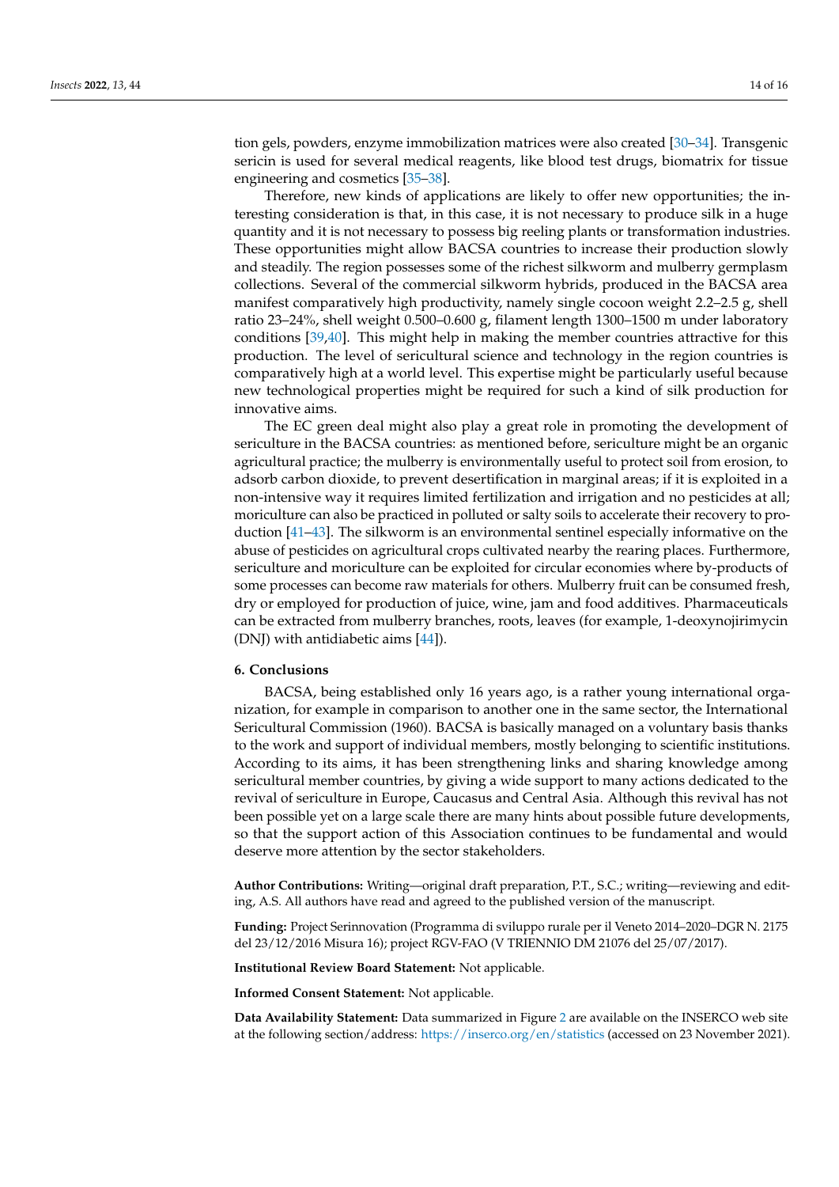tion gels, powders, enzyme immobilization matrices were also created [30–34]. Transgenic sericin is used for several medical reagents, like blood test drugs, biomatrix for tissue engineering and cosmetics [35–38].

Therefore, new kinds of applications are likely to offer new opportunities; the interesting consideration is that, in this case, it is not necessary to produce silk in a huge quantity and it is not necessary to possess big reeling plants or transformation industries. These opportunities might allow BACSA countries to increase their production slowly and steadily. The region possesses some of the richest silkworm and mulberry germplasm collections. Several of the commercial silkworm hybrids, produced in the BACSA area manifest comparatively high productivity, namely single cocoon weight 2.2–2.5 g, shell ratio 23–24%, shell weight 0.500–0.600 g, filament length 1300–1500 m under laboratory conditions [39,40]. This might help in making the member countries attractive for this production. The level of sericultural science and technology in the region countries is comparatively high at a world level. This expertise might be particularly useful because new technological properties might be required for such a kind of silk production for innovative aims.

The EC green deal might also play a great role in promoting the development of sericulture in the BACSA countries: as mentioned before, sericulture might be an organic agricultural practice; the mulberry is environmentally useful to protect soil from erosion, to adsorb carbon dioxide, to prevent desertification in marginal areas; if it is exploited in a non-intensive way it requires limited fertilization and irrigation and no pesticides at all; moriculture can also be practiced in polluted or salty soils to accelerate their recovery to production [41–43]. The silkworm is an environmental sentinel especially informative on the abuse of pesticides on agricultural crops cultivated nearby the rearing places. Furthermore, sericulture and moriculture can be exploited for circular economies where by-products of some processes can become raw materials for others. Mulberry fruit can be consumed fresh, dry or employed for production of juice, wine, jam and food additives. Pharmaceuticals can be extracted from mulberry branches, roots, leaves (for example, 1-deoxynojirimycin (DNJ) with antidiabetic aims [44]).

## 6. Conclusions

BACSA, being established only 16 years ago, is a rather young international organization, for example in comparison to another one in the same sector, the International Sericultural Commission (1960). BACSA is basically managed on a voluntary basis thanks to the work and support of individual members, mostly belonging to scientific institutions. According to its aims, it has been strengthening links and sharing knowledge among sericultural member countries, by giving a wide support to many actions dedicated to the revival of sericulture in Europe, Caucasus and Central Asia. Although this revival has not been possible yet on a large scale there are many hints about possible future developments, so that the support action of this Association continues to be fundamental and would deserve more attention by the sector stakeholders.

**Author Contributions:** Writing—original draft preparation, P.T., S.C.; writing—reviewing and editing, A.S. All authors have read and agreed to the published version of the manuscript.

**Funding:** Project Serinnovation (Programma di sviluppo rurale per il Veneto 2014–2020–DGR N. 2175 del 23/12/2016 Misura 16); project RGV-FAO (V TRIENNIO DM 21076 del 25/07/2017).

**Institutional Review Board Statement:** Not applicable.

**Informed Consent Statement:** Not applicable.

**Data Availability Statement:** Data summarized in Figure 2 are available on the INSERCO web site at the following section/address: https://inserco.org/en/statistics (accessed on 23 November 2021).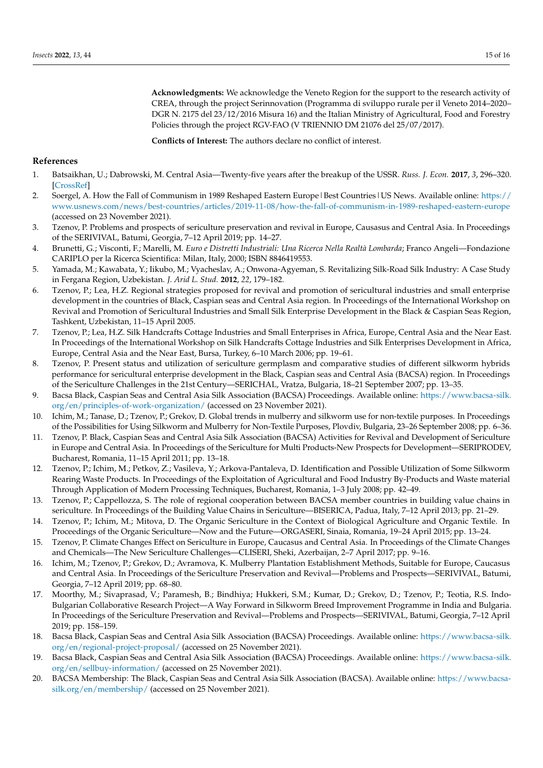**Acknowledgments:** We acknowledge the Veneto Region for the support to the research activity of CREA, through the project Serinnovation (Programma di sviluppo rurale per il Veneto 2014–2020–DGR N. 2175 del 23/12/2016 Misura 16) and the Italian Ministry of Agricultural, Food and Forestry Policies through the project RGV-FAO (V TRIENNIO DM 21076 del 25/07/2017).

**Conflicts of Interest:** The authors declare no conflict of interest.

## References

1. Batsaikhan, U.; Dabrowski, M. Central Asia—Twenty-five years after the breakup of the USSR. *Russ. J. Econ.* **2017**, *3*, 296–320. [CrossRef]
2. Soergel, A. How the Fall of Communism in 1989 Reshaped Eastern Europe | Best Countries | US News. Available online: https://www.usnews.com/news/best-countries/articles/2019-11-08/how-the-fall-of-communism-in-1989-reshaped-eastern-europe (accessed on 23 November 2021).
3. Tzenov, P. Problems and prospects of sericulture preservation and revival in Europe, Causasus and Central Asia. In Proceedings of the SERIVIVAL, Batumi, Georgia, 7–12 April 2019; pp. 14–27.
4. Brunetti, G.; Visconti, F.; Marelli, M. *Euro e Distretti Industriali: Una Ricerca Nella Realtà Lombarda*; Franco Angeli—Fondazione CARIPLO per la Ricerca Scientifica: Milan, Italy, 2000; ISBN 8846419553.
5. Yamada, M.; Kawabata, Y.; Iikubo, M.; Vyacheslav, A.; Onwona-Agyeman, S. Revitalizing Silk-Road Silk Industry: A Case Study in Fergana Region, Uzbekistan. *J. Arid L. Stud.* **2012**, *22*, 179–182.
6. Tzenov, P.; Lea, H.Z. Regional strategies proposed for revival and promotion of sericultural industries and small enterprise development in the countries of Black, Caspian seas and Central Asia region. In Proceedings of the International Workshop on Revival and Promotion of Sericultural Industries and Small Silk Enterprise Development in the Black & Caspian Seas Region, Tashkent, Uzbekistan, 11–15 April 2005.
7. Tzenov, P.; Lea, H.Z. Silk Handcrafts Cottage Industries and Small Enterprises in Africa, Europe, Central Asia and the Near East. In Proceedings of the International Workshop on Silk Handcrafts Cottage Industries and Silk Enterprises Development in Africa, Europe, Central Asia and the Near East, Bursa, Turkey, 6–10 March 2006; pp. 19–61.
8. Tzenov, P. Present status and utilization of sericulture germplasm and comparative studies of different silkworm hybrids performance for sericultural enterprise development in the Black, Caspian seas and Central Asia (BACSA) region. In Proceedings of the Sericulture Challenges in the 21st Century—SERICHAL, Vratza, Bulgaria, 18–21 September 2007; pp. 13–35.
9. Bacsa Black, Caspian Seas and Central Asia Silk Association (BACSA) Proceedings. Available online: https://www.bacsa-silk.org/en/principles-of-work-organization/ (accessed on 23 November 2021).
10. Ichim, M.; Tanase, D.; Tzenov, P.; Grekov, D. Global trends in mulberry and silkworm use for non-textile purposes. In Proceedings of the Possibilities for Using Silkworm and Mulberry for Non-Textile Purposes, Plovdiv, Bulgaria, 23–26 September 2008; pp. 6–36.
11. Tzenov, P. Black, Caspian Seas and Central Asia Silk Association (BACSA) Activities for Revival and Development of Sericulture in Europe and Central Asia. In Proceedings of the Sericulture for Multi Products-New Prospects for Development—SERIPRODEV, Bucharest, Romania, 11–15 April 2011; pp. 13–18.
12. Tzenov, P.; Ichim, M.; Petkov, Z.; Vasileva, Y.; Arkova-Pantaleva, D. Identification and Possible Utilization of Some Silkworm Rearing Waste Products. In Proceedings of the Exploitation of Agricultural and Food Industry By-Products and Waste material Through Application of Modern Processing Techniques, Bucharest, Romania, 1–3 July 2008; pp. 42–49.
13. Tzenov, P.; Cappellozza, S. The role of regional cooperation between BACSA member countries in building value chains in sericulture. In Proceedings of the Building Value Chains in Sericulture—BISERICA, Padua, Italy, 7–12 April 2013; pp. 21–29.
14. Tzenov, P.; Ichim, M.; Mitova, D. The Organic Sericulture in the Context of Biological Agriculture and Organic Textile. In Proceedings of the Organic Sericulture—Now and the Future—ORGASERI, Sinaia, Romania, 19–24 April 2015; pp. 13–24.
15. Tzenov, P. Climate Changes Effect on Sericulture in Europe, Caucasus and Central Asia. In Proceedings of the Climate Changes and Chemicals—The New Sericulture Challenges—CLISERI, Sheki, Azerbaijan, 2–7 April 2017; pp. 9–16.
16. Ichim, M.; Tzenov, P.; Grekov, D.; Avramova, K. Mulberry Plantation Establishment Methods, Suitable for Europe, Caucasus and Central Asia. In Proceedings of the Sericulture Preservation and Revival—Problems and Prospects—SERIVIVAL, Batumi, Georgia, 7–12 April 2019; pp. 68–80.
17. Moorthy, M.; Sivaprasad, V.; Paramesh, B.; Bindhiya; Hukkeri, S.M.; Kumar, D.; Grekov, D.; Tzenov, P.; Teotia, R.S. Indo-Bulgarian Collaborative Research Project—A Way Forward in Silkworm Breed Improvement Programme in India and Bulgaria. In Proceedings of the Sericulture Preservation and Revival—Problems and Prospects—SERIVIVAL, Batumi, Georgia, 7–12 April 2019; pp. 158–159.
18. Bacsa Black, Caspian Seas and Central Asia Silk Association (BACSA) Proceedings. Available online: https://www.bacsa-silk.org/en/regional-project-proposal/ (accessed on 25 November 2021).
19. Bacsa Black, Caspian Seas and Central Asia Silk Association (BACSA) Proceedings. Available online: https://www.bacsa-silk.org/en/sellbuy-information/ (accessed on 25 November 2021).
20. BACSA Membership: The Black, Caspian Seas and Central Asia Silk Association (BACSA). Available online: https://www.bacsa-silk.org/en/membership/ (accessed on 25 November 2021).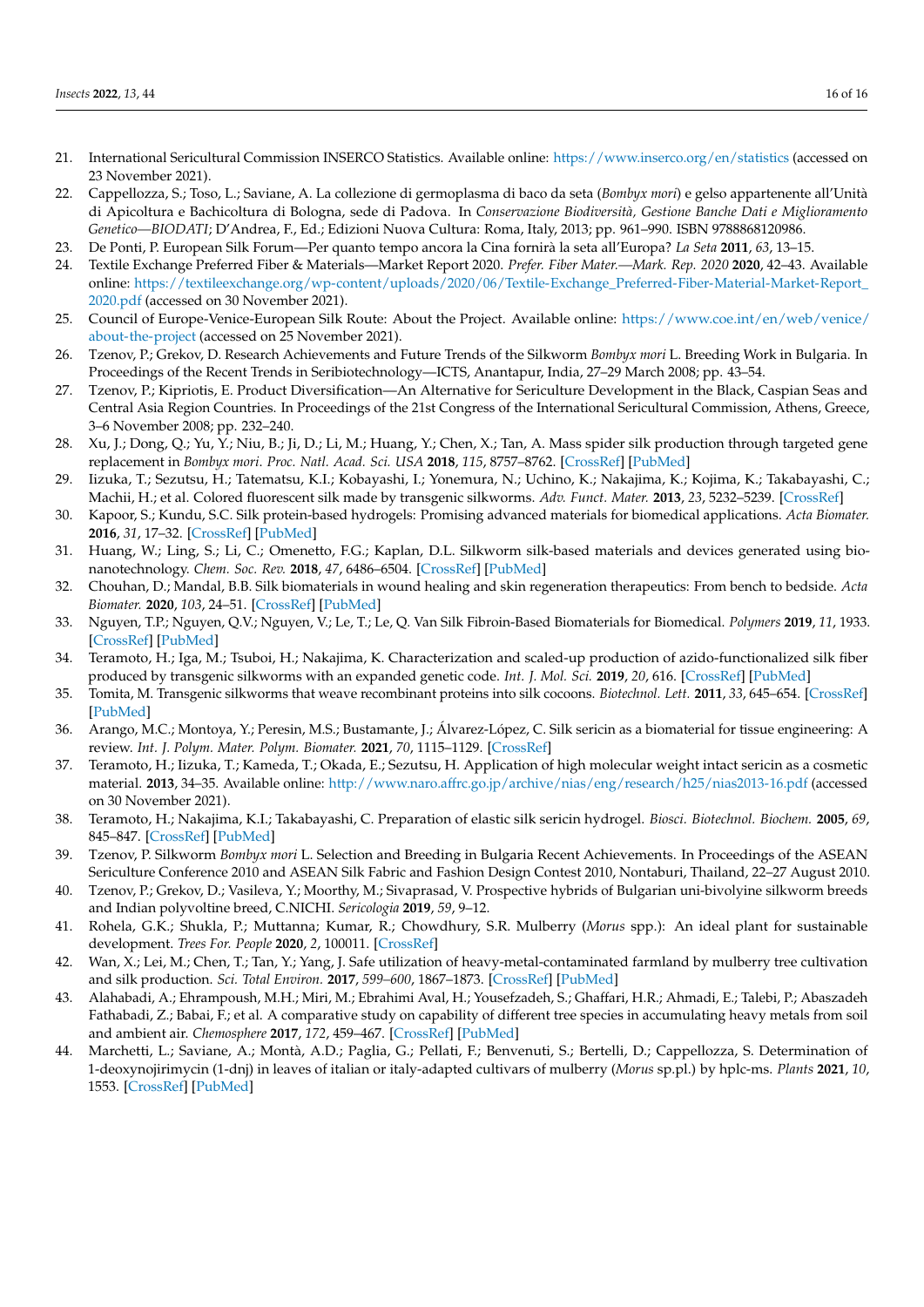21. International Sericultural Commission INSERCO Statistics. Available online: https://www.inserco.org/en/statistics (accessed on 23 November 2021).
22. Cappellozza, S.; Toso, L.; Saviane, A. La collezione di germoplasma di baco da seta (*Bombyx mori*) e gelso appartenente all'Unità di Apicoltura e Bachicoltura di Bologna, sede di Padova. In *Conservazione Biodiversità, Gestione Banche Dati e Miglioramento Genetico—BIODATI*; D'Andrea, F., Ed.; Edizioni Nuova Cultura: Roma, Italy, 2013; pp. 961–990. ISBN 9788868120986.
23. De Ponti, P. European Silk Forum—Per quanto tempo ancora la Cina fornirà la seta all'Europa? *La Seta* **2011**, *63*, 13–15.
24. Textile Exchange Preferred Fiber & Materials—Market Report 2020. *Prefer. Fiber Mater.—Mark. Rep. 2020* **2020**, 42–43. Available online: https://textileexchange.org/wp-content/uploads/2020/06/Textile-Exchange_Preferred-Fiber-Material-Market-Report_2020.pdf (accessed on 30 November 2021).
25. Council of Europe-Venice-European Silk Route: About the Project. Available online: https://www.coe.int/en/web/venice/about-the-project (accessed on 25 November 2021).
26. Tzenov, P.; Grekov, D. Research Achievements and Future Trends of the Silkworm *Bombyx mori* L. Breeding Work in Bulgaria. In Proceedings of the Recent Trends in Seribiotechnology—ICTS, Anantapur, India, 27–29 March 2008; pp. 43–54.
27. Tzenov, P.; Kipriotis, E. Product Diversification—An Alternative for Sericulture Development in the Black, Caspian Seas and Central Asia Region Countries. In Proceedings of the 21st Congress of the International Sericultural Commission, Athens, Greece, 3–6 November 2008; pp. 232–240.
28. Xu, J.; Dong, Q.; Yu, Y.; Niu, B.; Ji, D.; Li, M.; Huang, Y.; Chen, X.; Tan, A. Mass spider silk production through targeted gene replacement in *Bombyx mori*. *Proc. Natl. Acad. Sci. USA* **2018**, *115*, 8757–8762. [CrossRef] [PubMed]
29. Iizuka, T.; Sezutsu, H.; Tatematsu, K.I.; Kobayashi, I.; Yonemura, N.; Uchino, K.; Nakajima, K.; Kojima, K.; Takabayashi, C.; Machii, H.; et al. Colored fluorescent silk made by transgenic silkworms. *Adv. Funct. Mater.* **2013**, *23*, 5232–5239. [CrossRef]
30. Kapoor, S.; Kundu, S.C. Silk protein-based hydrogels: Promising advanced materials for biomedical applications. *Acta Biomater.* **2016**, *31*, 17–32. [CrossRef] [PubMed]
31. Huang, W.; Ling, S.; Li, C.; Omenetto, F.G.; Kaplan, D.L. Silkworm silk-based materials and devices generated using bio-nanotechnology. *Chem. Soc. Rev.* **2018**, *47*, 6486–6504. [CrossRef] [PubMed]
32. Chouhan, D.; Mandal, B.B. Silk biomaterials in wound healing and skin regeneration therapeutics: From bench to bedside. *Acta Biomater.* **2020**, *103*, 24–51. [CrossRef] [PubMed]
33. Nguyen, T.P.; Nguyen, Q.V.; Nguyen, V.; Le, T.; Le, Q. Van Silk Fibroin-Based Biomaterials for Biomedical. *Polymers* **2019**, *11*, 1933. [CrossRef] [PubMed]
34. Teramoto, H.; Iga, M.; Tsuboi, H.; Nakajima, K. Characterization and scaled-up production of azido-functionalized silk fiber produced by transgenic silkworms with an expanded genetic code. *Int. J. Mol. Sci.* **2019**, *20*, 616. [CrossRef] [PubMed]
35. Tomita, M. Transgenic silkworms that weave recombinant proteins into silk cocoons. *Biotechnol. Lett.* **2011**, *33*, 645–654. [CrossRef] [PubMed]
36. Arango, M.C.; Montoya, Y.; Peresin, M.S.; Bustamante, J.; Álvarez-López, C. Silk sericin as a biomaterial for tissue engineering: A review. *Int. J. Polym. Mater. Polym. Biomater.* **2021**, *70*, 1115–1129. [CrossRef]
37. Teramoto, H.; Iizuka, T.; Kameda, T.; Okada, E.; Sezutsu, H. Application of high molecular weight intact sericin as a cosmetic material. **2013**, 34–35. Available online: http://www.naro.affrc.go.jp/archive/nias/eng/research/h25/nias2013-16.pdf (accessed on 30 November 2021).
38. Teramoto, H.; Nakajima, K.I.; Takabayashi, C. Preparation of elastic silk sericin hydrogel. *Biosci. Biotechnol. Biochem.* **2005**, *69*, 845–847. [CrossRef] [PubMed]
39. Tzenov, P. Silkworm *Bombyx mori* L. Selection and Breeding in Bulgaria Recent Achievements. In Proceedings of the ASEAN Sericulture Conference 2010 and ASEAN Silk Fabric and Fashion Design Contest 2010, Nontaburi, Thailand, 22–27 August 2010.
40. Tzenov, P.; Grekov, D.; Vasileva, Y.; Moorthy, M.; Sivaprasad, V. Prospective hybrids of Bulgarian uni-bivolyine silkworm breeds and Indian polyvoltine breed, C.NICHI. *Sericologia* **2019**, *59*, 9–12.
41. Rohela, G.K.; Shukla, P.; Muttanna; Kumar, R.; Chowdhury, S.R. Mulberry (*Morus* spp.): An ideal plant for sustainable development. *Trees For. People* **2020**, *2*, 100011. [CrossRef]
42. Wan, X.; Lei, M.; Chen, T.; Tan, Y.; Yang, J. Safe utilization of heavy-metal-contaminated farmland by mulberry tree cultivation and silk production. *Sci. Total Environ.* **2017**, *599–600*, 1867–1873. [CrossRef] [PubMed]
43. Alahabadi, A.; Ehrampoush, M.H.; Miri, M.; Ebrahimi Aval, H.; Yousefzadeh, S.; Ghaffari, H.R.; Ahmadi, E.; Talebi, P.; Abaszadeh Fathabadi, Z.; Babai, F.; et al. A comparative study on capability of different tree species in accumulating heavy metals from soil and ambient air. *Chemosphere* **2017**, *172*, 459–467. [CrossRef] [PubMed]
44. Marchetti, L.; Saviane, A.; Montà, A.D.; Paglia, G.; Pellati, F.; Benvenuti, S.; Bertelli, D.; Cappellozza, S. Determination of 1-deoxynojirimycin (1-dnj) in leaves of italian or italy-adapted cultivars of mulberry (*Morus* sp.pl.) by hplc-ms. *Plants* **2021**, *10*, 1553. [CrossRef] [PubMed]